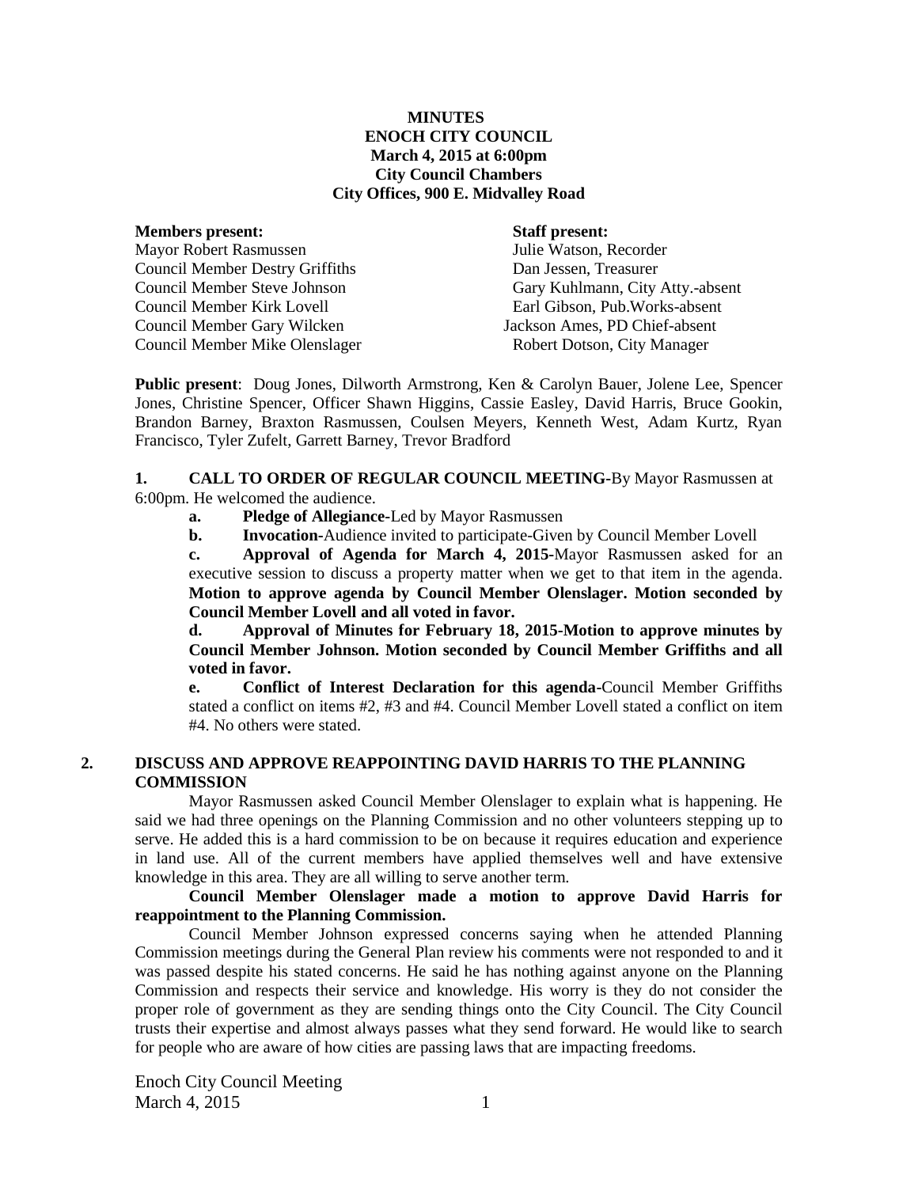**MINUTES**
**ENOCH CITY COUNCIL**
**March 4, 2015 at 6:00pm**
**City Council Chambers**
**City Offices, 900 E. Midvalley Road**

| **Members present:** | **Staff present:** |
|---|---|
| Mayor Robert Rasmussen | Julie Watson, Recorder |
| Council Member Destry Griffiths | Dan Jessen, Treasurer |
| Council Member Steve Johnson | Gary Kuhlmann, City Atty.-absent |
| Council Member Kirk Lovell | Earl Gibson, Pub.Works-absent |
| Council Member Gary Wilcken | Jackson Ames, PD Chief-absent |
| Council Member Mike Olenslager | Robert Dotson, City Manager |

**Public present**: Doug Jones, Dilworth Armstrong, Ken & Carolyn Bauer, Jolene Lee, Spencer Jones, Christine Spencer, Officer Shawn Higgins, Cassie Easley, David Harris, Bruce Gookin, Brandon Barney, Braxton Rasmussen, Coulsen Meyers, Kenneth West, Adam Kurtz, Ryan Francisco, Tyler Zufelt, Garrett Barney, Trevor Bradford

**1. CALL TO ORDER OF REGULAR COUNCIL MEETING-**By Mayor Rasmussen at 6:00pm. He welcomed the audience.

- **a. Pledge of Allegiance-**Led by Mayor Rasmussen
- **b. Invocation-**Audience invited to participate-Given by Council Member Lovell
- **c. Approval of Agenda for March 4, 2015-**Mayor Rasmussen asked for an executive session to discuss a property matter when we get to that item in the agenda. **Motion to approve agenda by Council Member Olenslager. Motion seconded by Council Member Lovell and all voted in favor.**
- **d. Approval of Minutes for February 18, 2015-Motion to approve minutes by Council Member Johnson. Motion seconded by Council Member Griffiths and all voted in favor.**
- **e. Conflict of Interest Declaration for this agenda-**Council Member Griffiths stated a conflict on items #2, #3 and #4. Council Member Lovell stated a conflict on item #4. No others were stated.

## 2. DISCUSS AND APPROVE REAPPOINTING DAVID HARRIS TO THE PLANNING COMMISSION

Mayor Rasmussen asked Council Member Olenslager to explain what is happening. He said we had three openings on the Planning Commission and no other volunteers stepping up to serve. He added this is a hard commission to be on because it requires education and experience in land use. All of the current members have applied themselves well and have extensive knowledge in this area. They are all willing to serve another term.

**Council Member Olenslager made a motion to approve David Harris for reappointment to the Planning Commission.**

Council Member Johnson expressed concerns saying when he attended Planning Commission meetings during the General Plan review his comments were not responded to and it was passed despite his stated concerns. He said he has nothing against anyone on the Planning Commission and respects their service and knowledge. His worry is they do not consider the proper role of government as they are sending things onto the City Council. The City Council trusts their expertise and almost always passes what they send forward. He would like to search for people who are aware of how cities are passing laws that are impacting freedoms.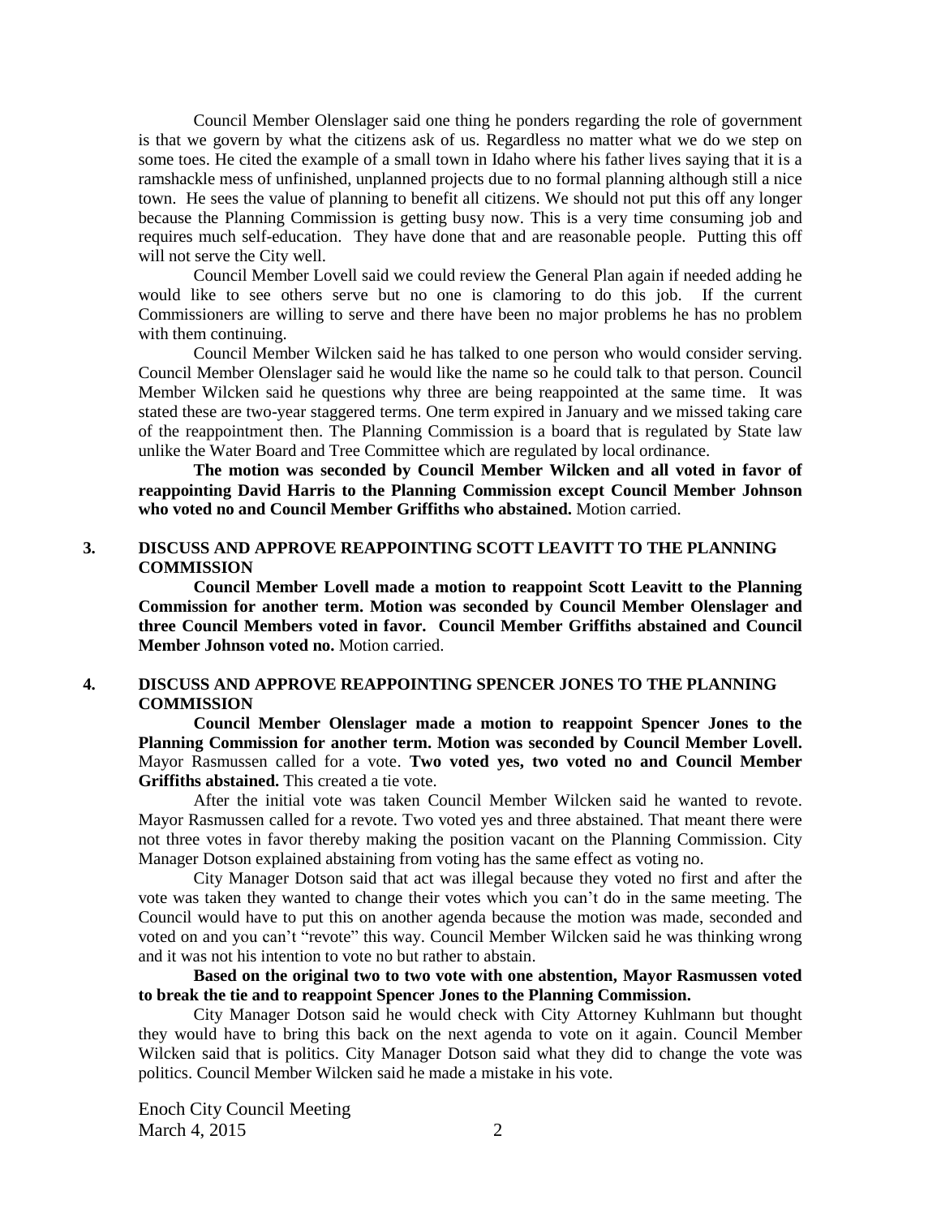Council Member Olenslager said one thing he ponders regarding the role of government is that we govern by what the citizens ask of us. Regardless no matter what we do we step on some toes. He cited the example of a small town in Idaho where his father lives saying that it is a ramshackle mess of unfinished, unplanned projects due to no formal planning although still a nice town. He sees the value of planning to benefit all citizens. We should not put this off any longer because the Planning Commission is getting busy now. This is a very time consuming job and requires much self-education. They have done that and are reasonable people. Putting this off will not serve the City well.

Council Member Lovell said we could review the General Plan again if needed adding he would like to see others serve but no one is clamoring to do this job. If the current Commissioners are willing to serve and there have been no major problems he has no problem with them continuing.

Council Member Wilcken said he has talked to one person who would consider serving. Council Member Olenslager said he would like the name so he could talk to that person. Council Member Wilcken said he questions why three are being reappointed at the same time. It was stated these are two-year staggered terms. One term expired in January and we missed taking care of the reappointment then. The Planning Commission is a board that is regulated by State law unlike the Water Board and Tree Committee which are regulated by local ordinance.

**The motion was seconded by Council Member Wilcken and all voted in favor of reappointing David Harris to the Planning Commission except Council Member Johnson who voted no and Council Member Griffiths who abstained.** Motion carried.

## 3. DISCUSS AND APPROVE REAPPOINTING SCOTT LEAVITT TO THE PLANNING COMMISSION

**Council Member Lovell made a motion to reappoint Scott Leavitt to the Planning Commission for another term. Motion was seconded by Council Member Olenslager and three Council Members voted in favor. Council Member Griffiths abstained and Council Member Johnson voted no.** Motion carried.

## 4. DISCUSS AND APPROVE REAPPOINTING SPENCER JONES TO THE PLANNING COMMISSION

**Council Member Olenslager made a motion to reappoint Spencer Jones to the Planning Commission for another term. Motion was seconded by Council Member Lovell.** Mayor Rasmussen called for a vote. **Two voted yes, two voted no and Council Member Griffiths abstained.** This created a tie vote.

After the initial vote was taken Council Member Wilcken said he wanted to revote. Mayor Rasmussen called for a revote. Two voted yes and three abstained. That meant there were not three votes in favor thereby making the position vacant on the Planning Commission. City Manager Dotson explained abstaining from voting has the same effect as voting no.

City Manager Dotson said that act was illegal because they voted no first and after the vote was taken they wanted to change their votes which you can't do in the same meeting. The Council would have to put this on another agenda because the motion was made, seconded and voted on and you can't "revote" this way. Council Member Wilcken said he was thinking wrong and it was not his intention to vote no but rather to abstain.

**Based on the original two to two vote with one abstention, Mayor Rasmussen voted to break the tie and to reappoint Spencer Jones to the Planning Commission.**

City Manager Dotson said he would check with City Attorney Kuhlmann but thought they would have to bring this back on the next agenda to vote on it again. Council Member Wilcken said that is politics. City Manager Dotson said what they did to change the vote was politics. Council Member Wilcken said he made a mistake in his vote.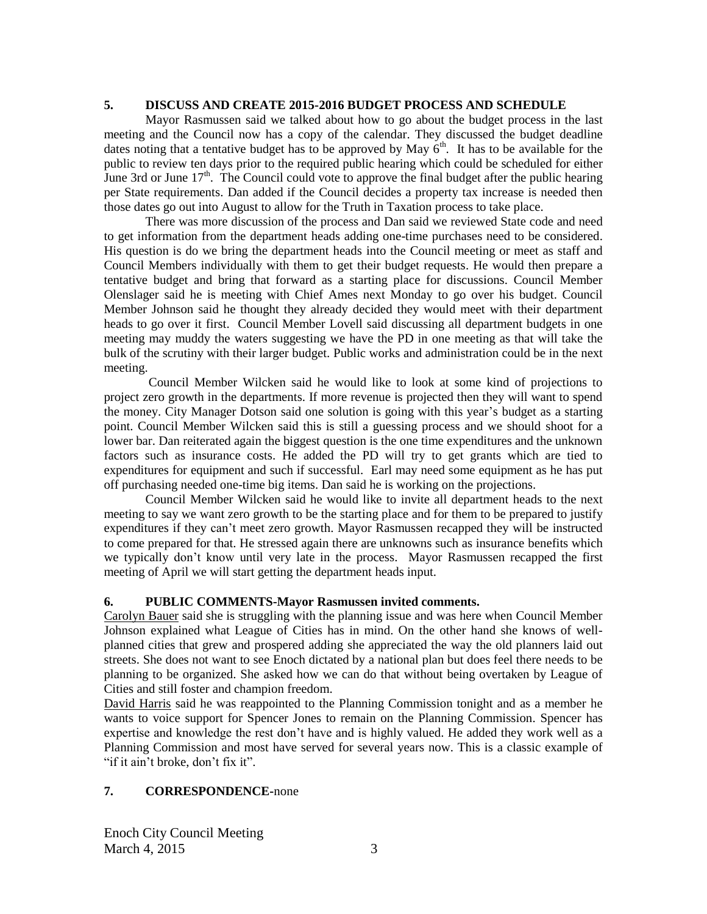## 5. DISCUSS AND CREATE 2015-2016 BUDGET PROCESS AND SCHEDULE

Mayor Rasmussen said we talked about how to go about the budget process in the last meeting and the Council now has a copy of the calendar. They discussed the budget deadline dates noting that a tentative budget has to be approved by May 6th. It has to be available for the public to review ten days prior to the required public hearing which could be scheduled for either June 3rd or June 17th. The Council could vote to approve the final budget after the public hearing per State requirements. Dan added if the Council decides a property tax increase is needed then those dates go out into August to allow for the Truth in Taxation process to take place.

There was more discussion of the process and Dan said we reviewed State code and need to get information from the department heads adding one-time purchases need to be considered. His question is do we bring the department heads into the Council meeting or meet as staff and Council Members individually with them to get their budget requests. He would then prepare a tentative budget and bring that forward as a starting place for discussions. Council Member Olenslager said he is meeting with Chief Ames next Monday to go over his budget. Council Member Johnson said he thought they already decided they would meet with their department heads to go over it first. Council Member Lovell said discussing all department budgets in one meeting may muddy the waters suggesting we have the PD in one meeting as that will take the bulk of the scrutiny with their larger budget. Public works and administration could be in the next meeting.

Council Member Wilcken said he would like to look at some kind of projections to project zero growth in the departments. If more revenue is projected then they will want to spend the money. City Manager Dotson said one solution is going with this year's budget as a starting point. Council Member Wilcken said this is still a guessing process and we should shoot for a lower bar. Dan reiterated again the biggest question is the one time expenditures and the unknown factors such as insurance costs. He added the PD will try to get grants which are tied to expenditures for equipment and such if successful. Earl may need some equipment as he has put off purchasing needed one-time big items. Dan said he is working on the projections.

Council Member Wilcken said he would like to invite all department heads to the next meeting to say we want zero growth to be the starting place and for them to be prepared to justify expenditures if they can't meet zero growth. Mayor Rasmussen recapped they will be instructed to come prepared for that. He stressed again there are unknowns such as insurance benefits which we typically don't know until very late in the process. Mayor Rasmussen recapped the first meeting of April we will start getting the department heads input.

## 6. PUBLIC COMMENTS-Mayor Rasmussen invited comments.

Carolyn Bauer said she is struggling with the planning issue and was here when Council Member Johnson explained what League of Cities has in mind. On the other hand she knows of well-planned cities that grew and prospered adding she appreciated the way the old planners laid out streets. She does not want to see Enoch dictated by a national plan but does feel there needs to be planning to be organized. She asked how we can do that without being overtaken by League of Cities and still foster and champion freedom.

David Harris said he was reappointed to the Planning Commission tonight and as a member he wants to voice support for Spencer Jones to remain on the Planning Commission. Spencer has expertise and knowledge the rest don't have and is highly valued. He added they work well as a Planning Commission and most have served for several years now. This is a classic example of "if it ain't broke, don't fix it".

## 7. CORRESPONDENCE-none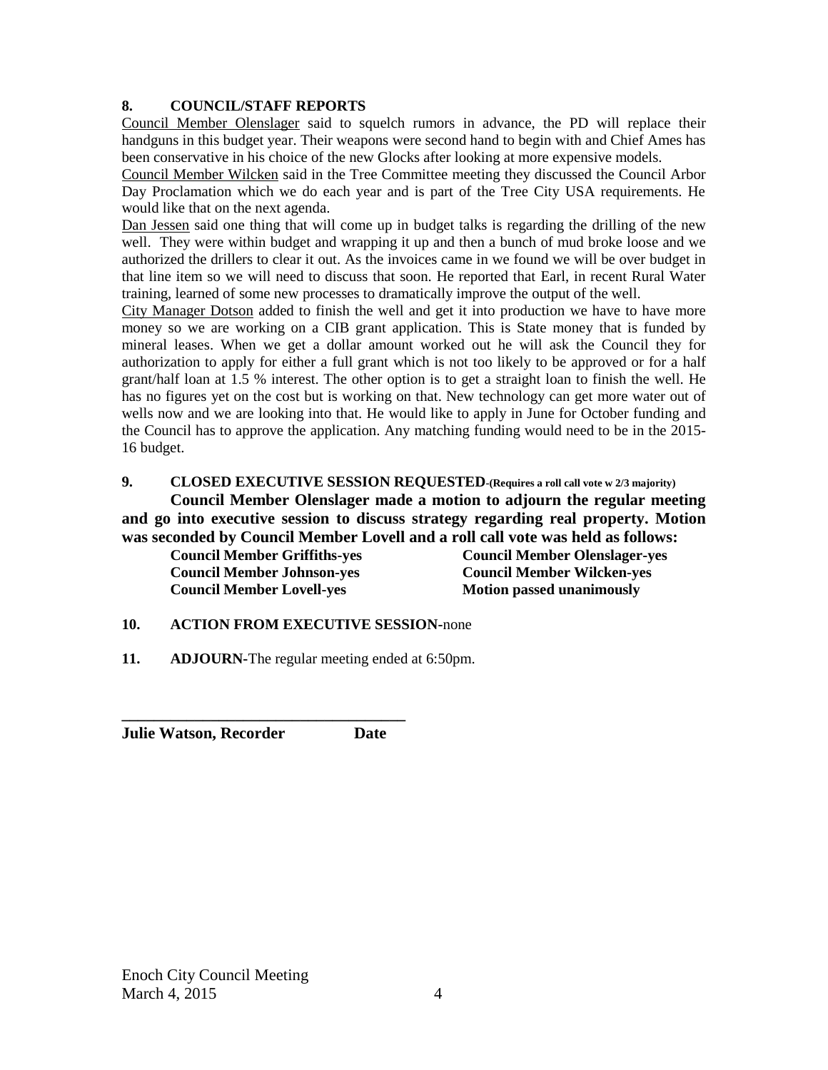**8. COUNCIL/STAFF REPORTS**

Council Member Olenslager said to squelch rumors in advance, the PD will replace their handguns in this budget year. Their weapons were second hand to begin with and Chief Ames has been conservative in his choice of the new Glocks after looking at more expensive models.

Council Member Wilcken said in the Tree Committee meeting they discussed the Council Arbor Day Proclamation which we do each year and is part of the Tree City USA requirements. He would like that on the next agenda.

Dan Jessen said one thing that will come up in budget talks is regarding the drilling of the new well. They were within budget and wrapping it up and then a bunch of mud broke loose and we authorized the drillers to clear it out. As the invoices came in we found we will be over budget in that line item so we will need to discuss that soon. He reported that Earl, in recent Rural Water training, learned of some new processes to dramatically improve the output of the well.

City Manager Dotson added to finish the well and get it into production we have to have more money so we are working on a CIB grant application. This is State money that is funded by mineral leases. When we get a dollar amount worked out he will ask the Council they for authorization to apply for either a full grant which is not too likely to be approved or for a half grant/half loan at 1.5 % interest. The other option is to get a straight loan to finish the well. He has no figures yet on the cost but is working on that. New technology can get more water out of wells now and we are looking into that. He would like to apply in June for October funding and the Council has to approve the application. Any matching funding would need to be in the 2015-16 budget.

**9. CLOSED EXECUTIVE SESSION REQUESTED-(Requires a roll call vote w 2/3 majority)**

**Council Member Olenslager made a motion to adjourn the regular meeting and go into executive session to discuss strategy regarding real property. Motion was seconded by Council Member Lovell and a roll call vote was held as follows:**

**Council Member Griffiths-yes**
**Council Member Johnson-yes**
**Council Member Lovell-yes**
**Council Member Olenslager-yes**
**Council Member Wilcken-yes**
**Motion passed unanimously**

**10. ACTION FROM EXECUTIVE SESSION-**none

**11. ADJOURN-**The regular meeting ended at 6:50pm.

**\_\_\_\_\_\_\_\_\_\_\_\_\_\_\_\_\_\_\_\_\_\_\_\_\_\_\_\_\_\_\_\_\_\_\_**

**Julie Watson, Recorder Date**